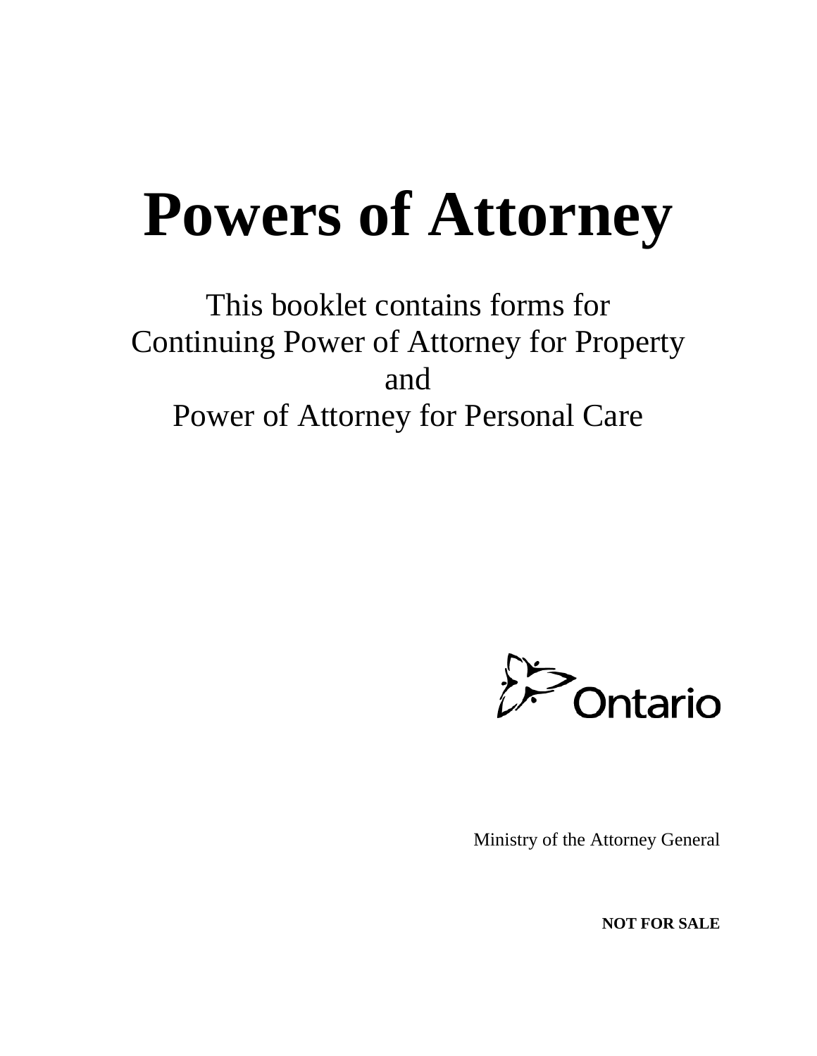# Powers of Attorney

This booklet contains forms for
Continuing Power of Attorney for Property
and
Power of Attorney for Personal Care

Ontario

Ministry of the Attorney General

**NOT FOR SALE**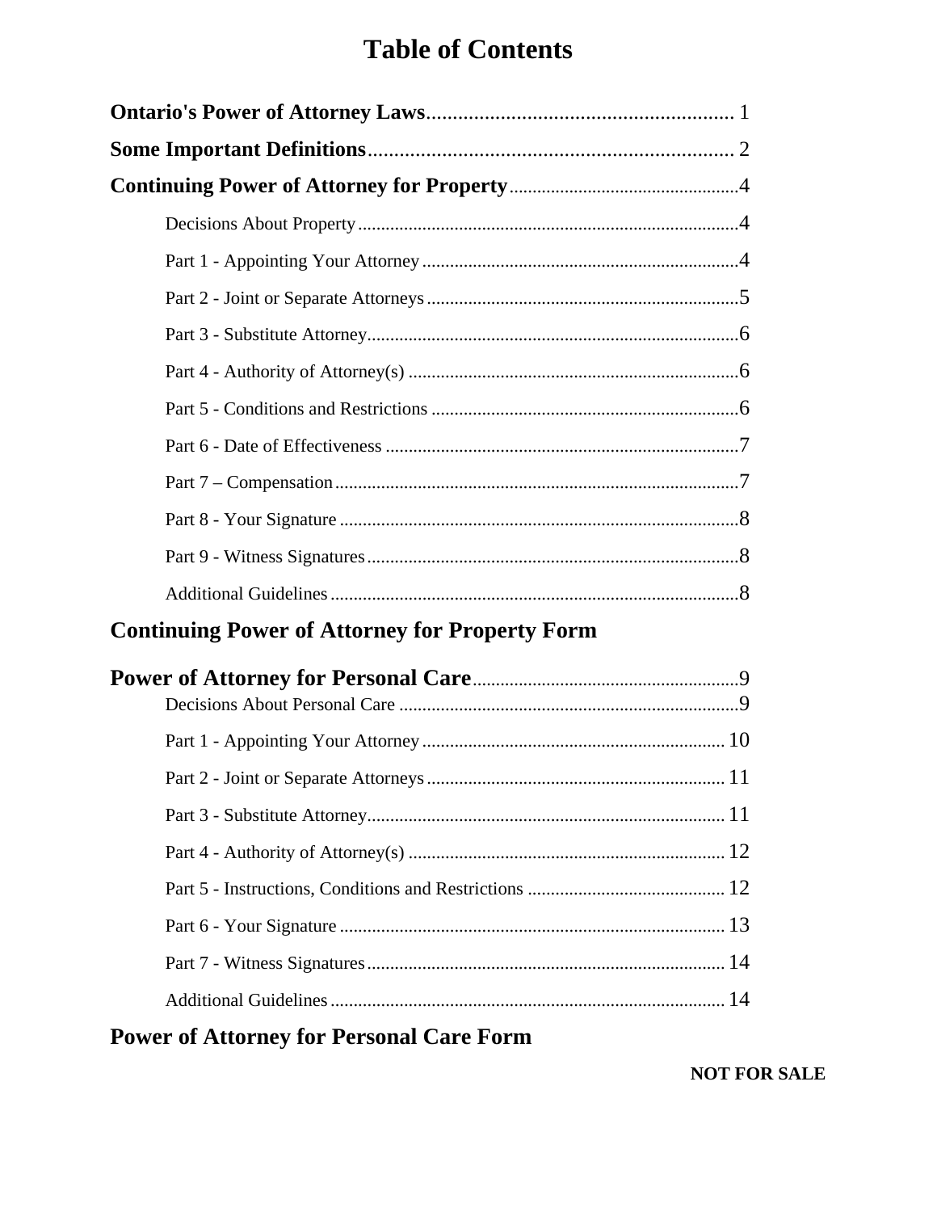# Table of Contents

**Ontario's Power of Attorney Laws** .......... 1

**Some Important Definitions** .......... 2

**Continuing Power of Attorney for Property** .......... 4

- Decisions About Property .......... 4
- Part 1 - Appointing Your Attorney .......... 4
- Part 2 - Joint or Separate Attorneys .......... 5
- Part 3 - Substitute Attorney .......... 6
- Part 4 - Authority of Attorney(s) .......... 6
- Part 5 - Conditions and Restrictions .......... 6
- Part 6 - Date of Effectiveness .......... 7
- Part 7 – Compensation .......... 7
- Part 8 - Your Signature .......... 8
- Part 9 - Witness Signatures .......... 8
- Additional Guidelines .......... 8

**Continuing Power of Attorney for Property Form**

**Power of Attorney for Personal Care** .......... 9

- Decisions About Personal Care .......... 9
- Part 1 - Appointing Your Attorney .......... 10
- Part 2 - Joint or Separate Attorneys .......... 11
- Part 3 - Substitute Attorney .......... 11
- Part 4 - Authority of Attorney(s) .......... 12
- Part 5 - Instructions, Conditions and Restrictions .......... 12
- Part 6 - Your Signature .......... 13
- Part 7 - Witness Signatures .......... 14
- Additional Guidelines .......... 14

**Power of Attorney for Personal Care Form**

**NOT FOR SALE**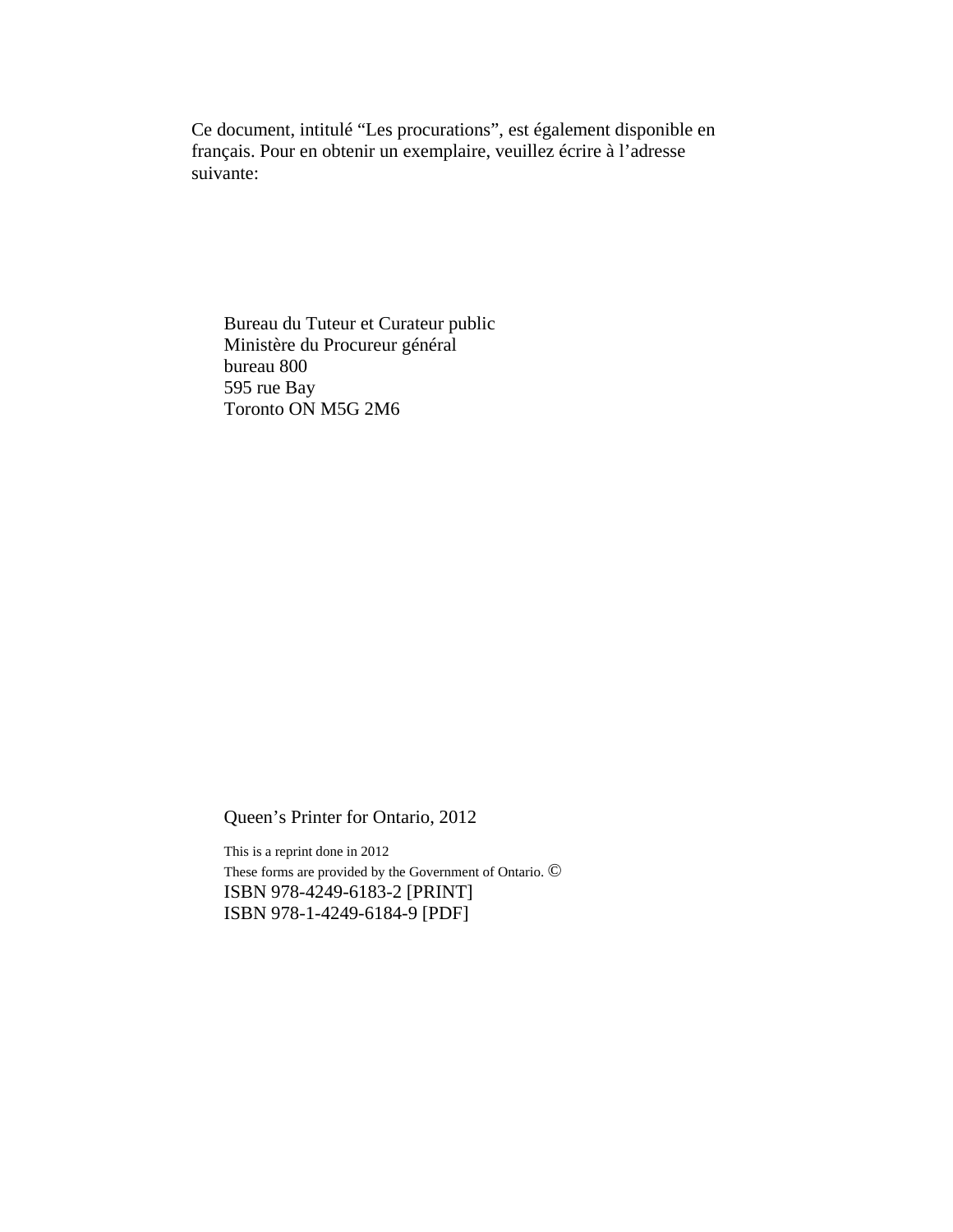Ce document, intitulé “Les procurations”, est également disponible en français. Pour en obtenir un exemplaire, veuillez écrire à l’adresse suivante:

Bureau du Tuteur et Curateur public
Ministère du Procureur général
bureau 800
595 rue Bay
Toronto ON M5G 2M6

Queen’s Printer for Ontario, 2012

This is a reprint done in 2012
These forms are provided by the Government of Ontario. ©
ISBN 978-4249-6183-2 [PRINT]
ISBN 978-1-4249-6184-9 [PDF]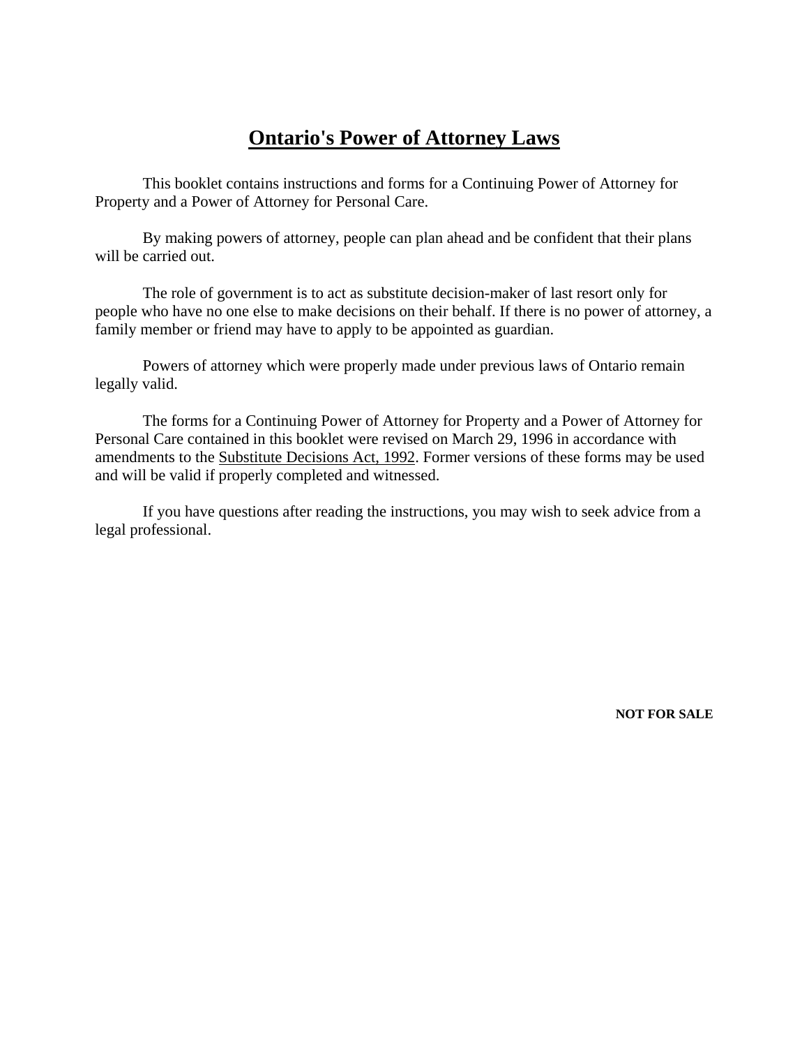# Ontario's Power of Attorney Laws

This booklet contains instructions and forms for a Continuing Power of Attorney for Property and a Power of Attorney for Personal Care.

By making powers of attorney, people can plan ahead and be confident that their plans will be carried out.

The role of government is to act as substitute decision-maker of last resort only for people who have no one else to make decisions on their behalf. If there is no power of attorney, a family member or friend may have to apply to be appointed as guardian.

Powers of attorney which were properly made under previous laws of Ontario remain legally valid.

The forms for a Continuing Power of Attorney for Property and a Power of Attorney for Personal Care contained in this booklet were revised on March 29, 1996 in accordance with amendments to the Substitute Decisions Act, 1992. Former versions of these forms may be used and will be valid if properly completed and witnessed.

If you have questions after reading the instructions, you may wish to seek advice from a legal professional.

**NOT FOR SALE**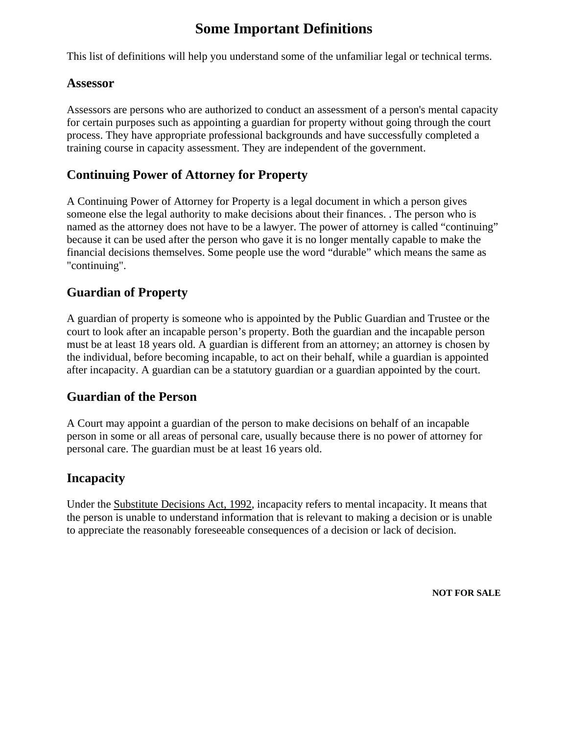# Some Important Definitions

This list of definitions will help you understand some of the unfamiliar legal or technical terms.

## Assessor

Assessors are persons who are authorized to conduct an assessment of a person's mental capacity for certain purposes such as appointing a guardian for property without going through the court process. They have appropriate professional backgrounds and have successfully completed a training course in capacity assessment. They are independent of the government.

## Continuing Power of Attorney for Property

A Continuing Power of Attorney for Property is a legal document in which a person gives someone else the legal authority to make decisions about their finances. . The person who is named as the attorney does not have to be a lawyer. The power of attorney is called "continuing" because it can be used after the person who gave it is no longer mentally capable to make the financial decisions themselves. Some people use the word "durable" which means the same as "continuing".

## Guardian of Property

A guardian of property is someone who is appointed by the Public Guardian and Trustee or the court to look after an incapable person's property. Both the guardian and the incapable person must be at least 18 years old. A guardian is different from an attorney; an attorney is chosen by the individual, before becoming incapable, to act on their behalf, while a guardian is appointed after incapacity. A guardian can be a statutory guardian or a guardian appointed by the court.

## Guardian of the Person

A Court may appoint a guardian of the person to make decisions on behalf of an incapable person in some or all areas of personal care, usually because there is no power of attorney for personal care. The guardian must be at least 16 years old.

## Incapacity

Under the Substitute Decisions Act, 1992, incapacity refers to mental incapacity. It means that the person is unable to understand information that is relevant to making a decision or is unable to appreciate the reasonably foreseeable consequences of a decision or lack of decision.

**NOT FOR SALE**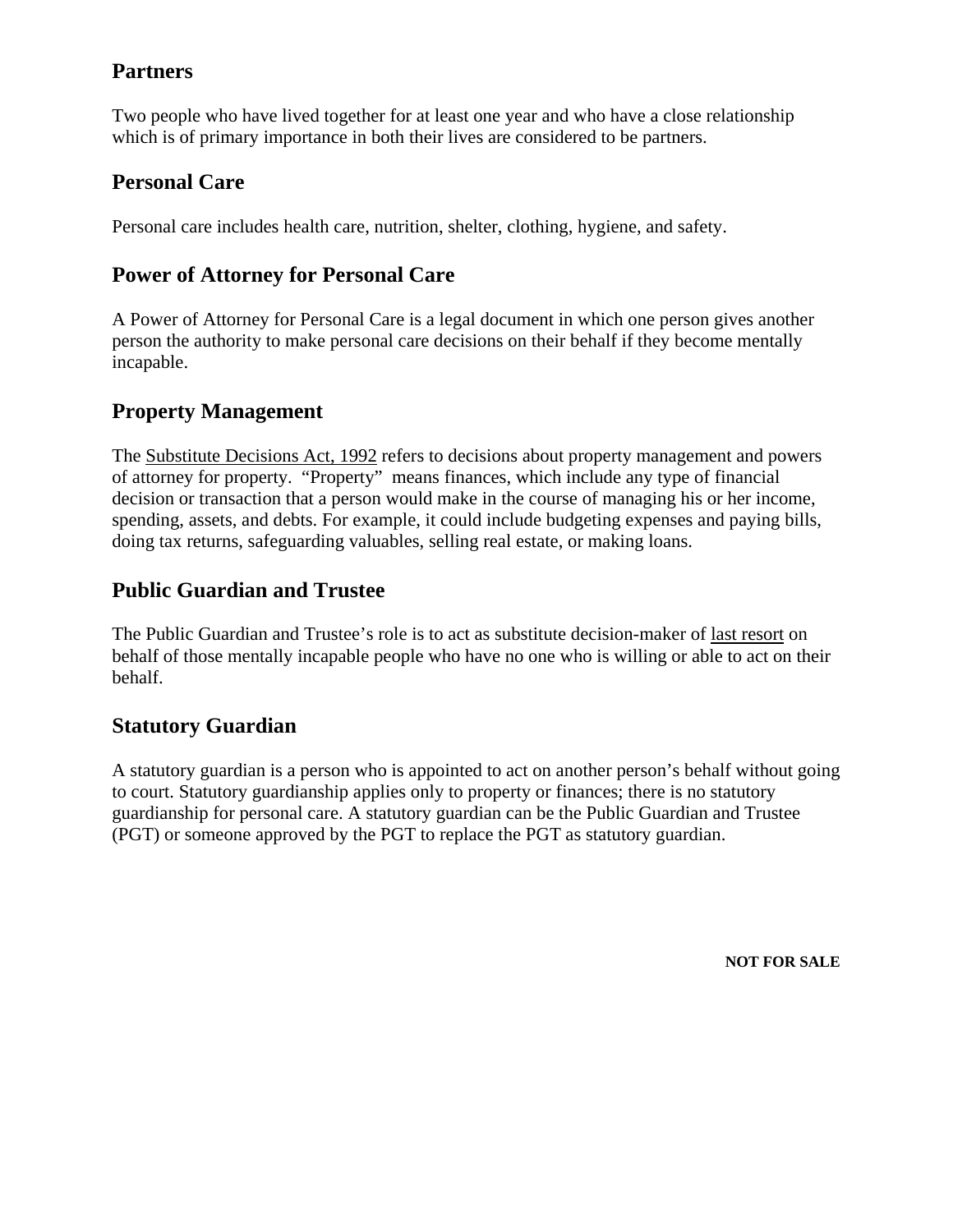## Partners

Two people who have lived together for at least one year and who have a close relationship which is of primary importance in both their lives are considered to be partners.

## Personal Care

Personal care includes health care, nutrition, shelter, clothing, hygiene, and safety.

## Power of Attorney for Personal Care

A Power of Attorney for Personal Care is a legal document in which one person gives another person the authority to make personal care decisions on their behalf if they become mentally incapable.

## Property Management

The Substitute Decisions Act, 1992 refers to decisions about property management and powers of attorney for property. "Property" means finances, which include any type of financial decision or transaction that a person would make in the course of managing his or her income, spending, assets, and debts. For example, it could include budgeting expenses and paying bills, doing tax returns, safeguarding valuables, selling real estate, or making loans.

## Public Guardian and Trustee

The Public Guardian and Trustee's role is to act as substitute decision-maker of last resort on behalf of those mentally incapable people who have no one who is willing or able to act on their behalf.

## Statutory Guardian

A statutory guardian is a person who is appointed to act on another person's behalf without going to court. Statutory guardianship applies only to property or finances; there is no statutory guardianship for personal care. A statutory guardian can be the Public Guardian and Trustee (PGT) or someone approved by the PGT to replace the PGT as statutory guardian.

**NOT FOR SALE**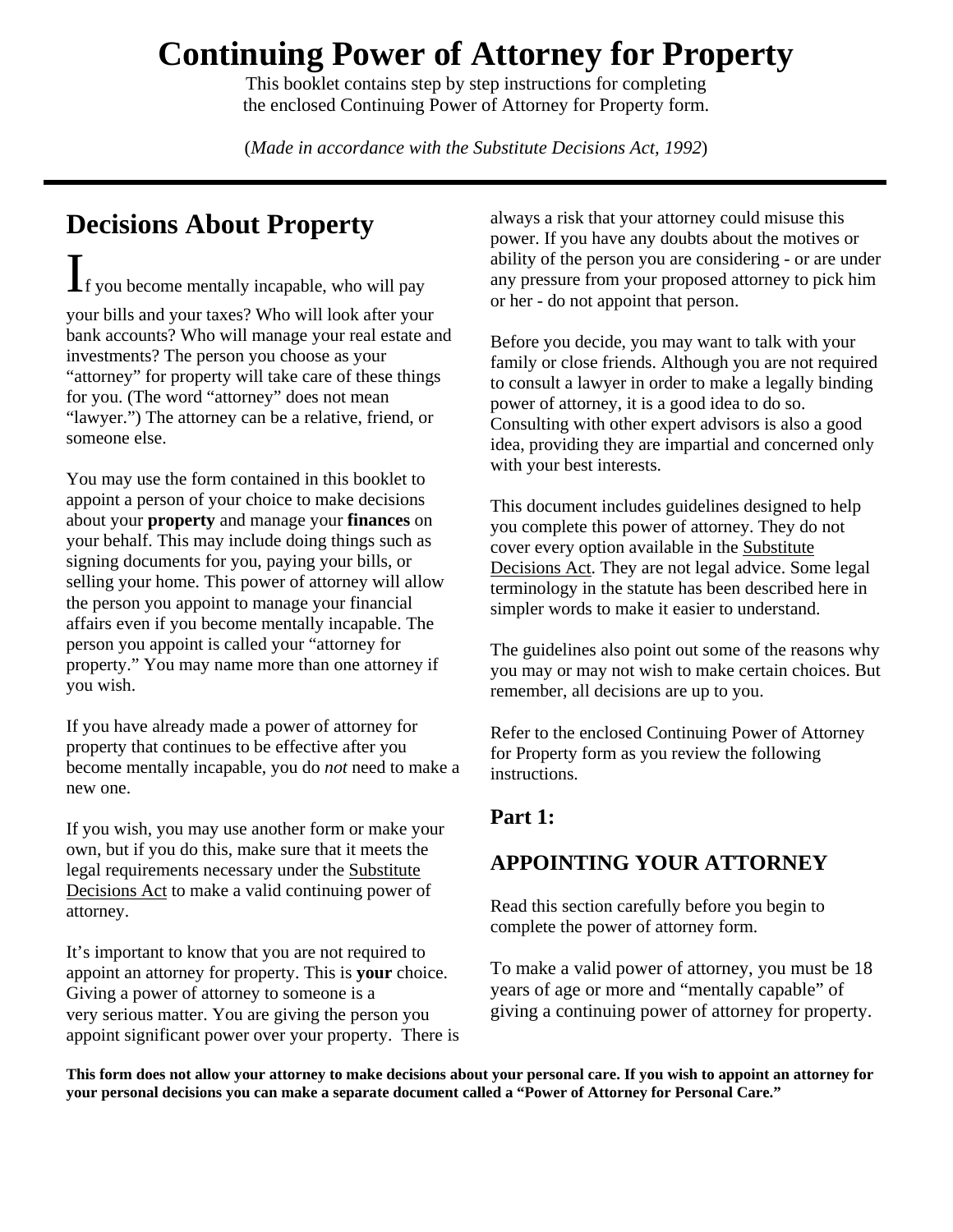# Continuing Power of Attorney for Property

This booklet contains step by step instructions for completing the enclosed Continuing Power of Attorney for Property form.

(*Made in accordance with the Substitute Decisions Act, 1992*)

## Decisions About Property

If you become mentally incapable, who will pay your bills and your taxes? Who will look after your bank accounts? Who will manage your real estate and investments? The person you choose as your "attorney" for property will take care of these things for you. (The word "attorney" does not mean "lawyer.") The attorney can be a relative, friend, or someone else.

You may use the form contained in this booklet to appoint a person of your choice to make decisions about your **property** and manage your **finances** on your behalf. This may include doing things such as signing documents for you, paying your bills, or selling your home. This power of attorney will allow the person you appoint to manage your financial affairs even if you become mentally incapable. The person you appoint is called your "attorney for property." You may name more than one attorney if you wish.

If you have already made a power of attorney for property that continues to be effective after you become mentally incapable, you do *not* need to make a new one.

If you wish, you may use another form or make your own, but if you do this, make sure that it meets the legal requirements necessary under the Substitute Decisions Act to make a valid continuing power of attorney.

It's important to know that you are not required to appoint an attorney for property. This is **your** choice. Giving a power of attorney to someone is a very serious matter. You are giving the person you appoint significant power over your property. There is always a risk that your attorney could misuse this power. If you have any doubts about the motives or ability of the person you are considering - or are under any pressure from your proposed attorney to pick him or her - do not appoint that person.

Before you decide, you may want to talk with your family or close friends. Although you are not required to consult a lawyer in order to make a legally binding power of attorney, it is a good idea to do so. Consulting with other expert advisors is also a good idea, providing they are impartial and concerned only with your best interests.

This document includes guidelines designed to help you complete this power of attorney. They do not cover every option available in the Substitute Decisions Act. They are not legal advice. Some legal terminology in the statute has been described here in simpler words to make it easier to understand.

The guidelines also point out some of the reasons why you may or may not wish to make certain choices. But remember, all decisions are up to you.

Refer to the enclosed Continuing Power of Attorney for Property form as you review the following instructions.

### Part 1:

### APPOINTING YOUR ATTORNEY

Read this section carefully before you begin to complete the power of attorney form.

To make a valid power of attorney, you must be 18 years of age or more and "mentally capable" of giving a continuing power of attorney for property.

**This form does not allow your attorney to make decisions about your personal care. If you wish to appoint an attorney for your personal decisions you can make a separate document called a "Power of Attorney for Personal Care."**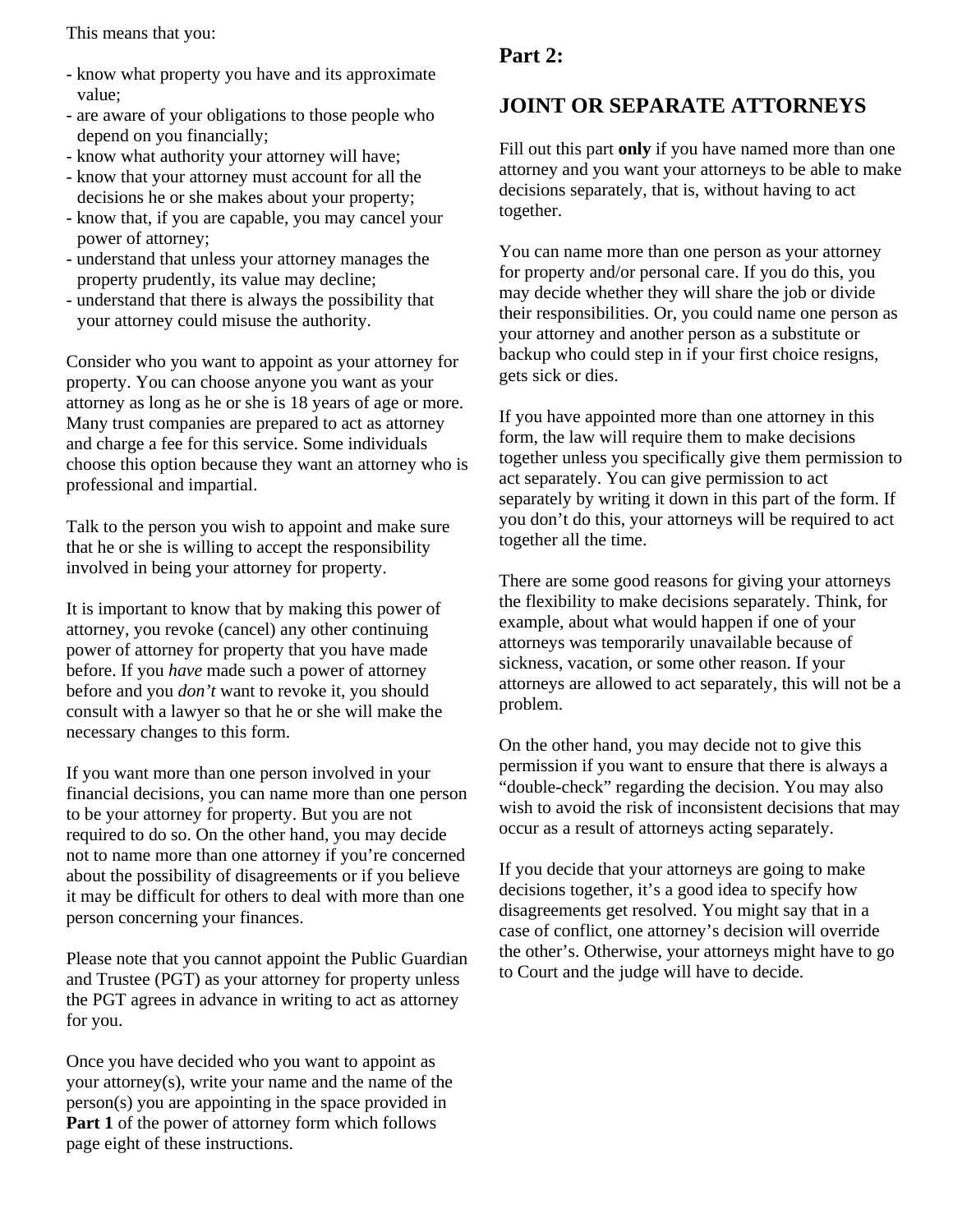This means that you:

- know what property you have and its approximate value;
- are aware of your obligations to those people who depend on you financially;
- know what authority your attorney will have;
- know that your attorney must account for all the decisions he or she makes about your property;
- know that, if you are capable, you may cancel your power of attorney;
- understand that unless your attorney manages the property prudently, its value may decline;
- understand that there is always the possibility that your attorney could misuse the authority.

Consider who you want to appoint as your attorney for property. You can choose anyone you want as your attorney as long as he or she is 18 years of age or more. Many trust companies are prepared to act as attorney and charge a fee for this service. Some individuals choose this option because they want an attorney who is professional and impartial.

Talk to the person you wish to appoint and make sure that he or she is willing to accept the responsibility involved in being your attorney for property.

It is important to know that by making this power of attorney, you revoke (cancel) any other continuing power of attorney for property that you have made before. If you *have* made such a power of attorney before and you *don't* want to revoke it, you should consult with a lawyer so that he or she will make the necessary changes to this form.

If you want more than one person involved in your financial decisions, you can name more than one person to be your attorney for property. But you are not required to do so. On the other hand, you may decide not to name more than one attorney if you're concerned about the possibility of disagreements or if you believe it may be difficult for others to deal with more than one person concerning your finances.

Please note that you cannot appoint the Public Guardian and Trustee (PGT) as your attorney for property unless the PGT agrees in advance in writing to act as attorney for you.

Once you have decided who you want to appoint as your attorney(s), write your name and the name of the person(s) you are appointing in the space provided in **Part 1** of the power of attorney form which follows page eight of these instructions.

## Part 2:

## JOINT OR SEPARATE ATTORNEYS

Fill out this part **only** if you have named more than one attorney and you want your attorneys to be able to make decisions separately, that is, without having to act together.

You can name more than one person as your attorney for property and/or personal care. If you do this, you may decide whether they will share the job or divide their responsibilities. Or, you could name one person as your attorney and another person as a substitute or backup who could step in if your first choice resigns, gets sick or dies.

If you have appointed more than one attorney in this form, the law will require them to make decisions together unless you specifically give them permission to act separately. You can give permission to act separately by writing it down in this part of the form. If you don't do this, your attorneys will be required to act together all the time.

There are some good reasons for giving your attorneys the flexibility to make decisions separately. Think, for example, about what would happen if one of your attorneys was temporarily unavailable because of sickness, vacation, or some other reason. If your attorneys are allowed to act separately, this will not be a problem.

On the other hand, you may decide not to give this permission if you want to ensure that there is always a "double-check" regarding the decision. You may also wish to avoid the risk of inconsistent decisions that may occur as a result of attorneys acting separately.

If you decide that your attorneys are going to make decisions together, it's a good idea to specify how disagreements get resolved. You might say that in a case of conflict, one attorney's decision will override the other's. Otherwise, your attorneys might have to go to Court and the judge will have to decide.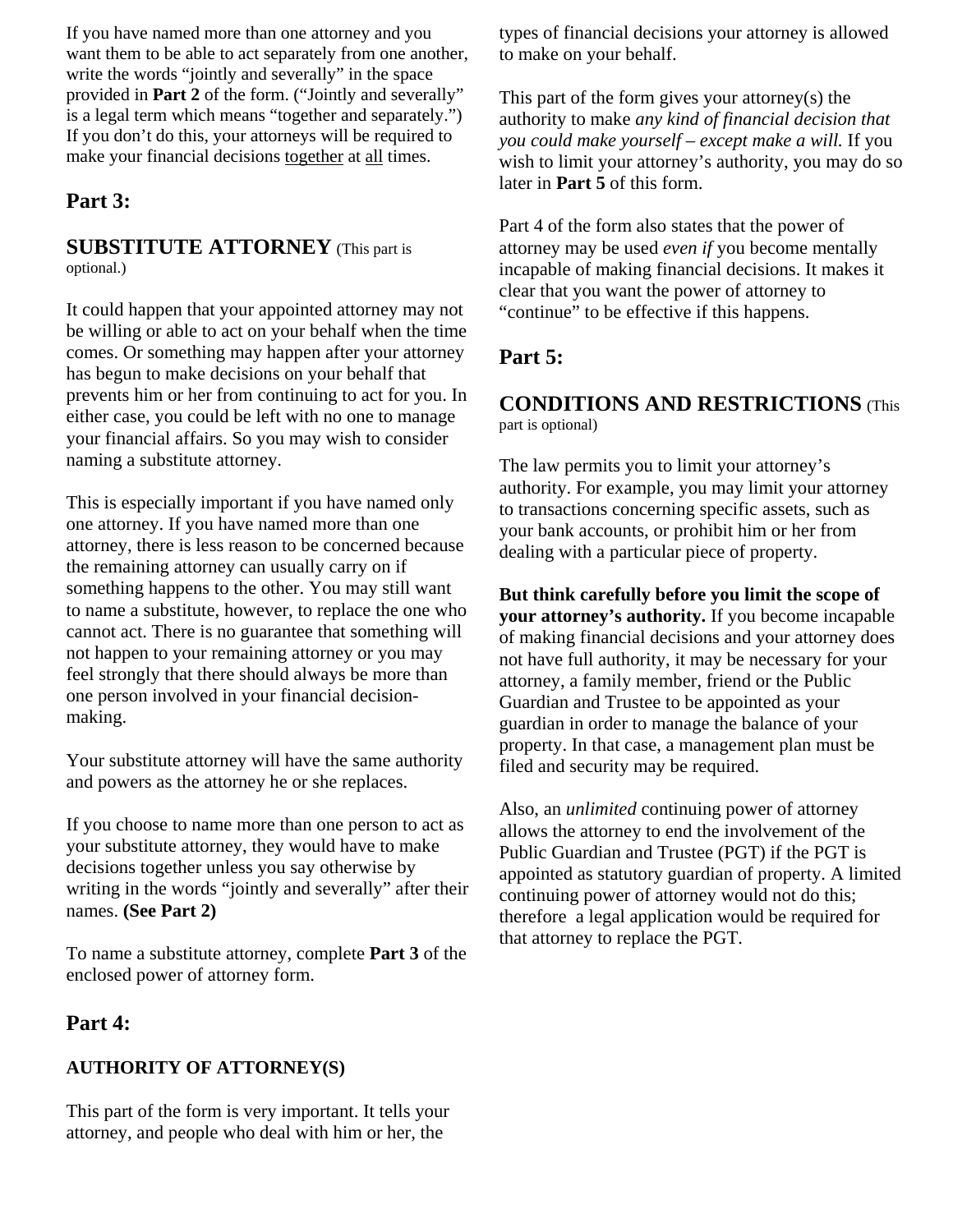If you have named more than one attorney and you want them to be able to act separately from one another, write the words "jointly and severally" in the space provided in **Part 2** of the form. ("Jointly and severally" is a legal term which means "together and separately.") If you don't do this, your attorneys will be required to make your financial decisions together at all times.

## Part 3:

## SUBSTITUTE ATTORNEY (This part is optional.)

It could happen that your appointed attorney may not be willing or able to act on your behalf when the time comes. Or something may happen after your attorney has begun to make decisions on your behalf that prevents him or her from continuing to act for you. In either case, you could be left with no one to manage your financial affairs. So you may wish to consider naming a substitute attorney.

This is especially important if you have named only one attorney. If you have named more than one attorney, there is less reason to be concerned because the remaining attorney can usually carry on if something happens to the other. You may still want to name a substitute, however, to replace the one who cannot act. There is no guarantee that something will not happen to your remaining attorney or you may feel strongly that there should always be more than one person involved in your financial decision-making.

Your substitute attorney will have the same authority and powers as the attorney he or she replaces.

If you choose to name more than one person to act as your substitute attorney, they would have to make decisions together unless you say otherwise by writing in the words "jointly and severally" after their names. **(See Part 2)**

To name a substitute attorney, complete **Part 3** of the enclosed power of attorney form.

## Part 4:

### AUTHORITY OF ATTORNEY(S)

This part of the form is very important. It tells your attorney, and people who deal with him or her, the types of financial decisions your attorney is allowed to make on your behalf.

This part of the form gives your attorney(s) the authority to make *any kind of financial decision that you could make yourself – except make a will.* If you wish to limit your attorney's authority, you may do so later in **Part 5** of this form.

Part 4 of the form also states that the power of attorney may be used *even if* you become mentally incapable of making financial decisions. It makes it clear that you want the power of attorney to "continue" to be effective if this happens.

## Part 5:

## CONDITIONS AND RESTRICTIONS (This part is optional)

The law permits you to limit your attorney's authority. For example, you may limit your attorney to transactions concerning specific assets, such as your bank accounts, or prohibit him or her from dealing with a particular piece of property.

**But think carefully before you limit the scope of your attorney's authority.** If you become incapable of making financial decisions and your attorney does not have full authority, it may be necessary for your attorney, a family member, friend or the Public Guardian and Trustee to be appointed as your guardian in order to manage the balance of your property. In that case, a management plan must be filed and security may be required.

Also, an *unlimited* continuing power of attorney allows the attorney to end the involvement of the Public Guardian and Trustee (PGT) if the PGT is appointed as statutory guardian of property. A limited continuing power of attorney would not do this; therefore a legal application would be required for that attorney to replace the PGT.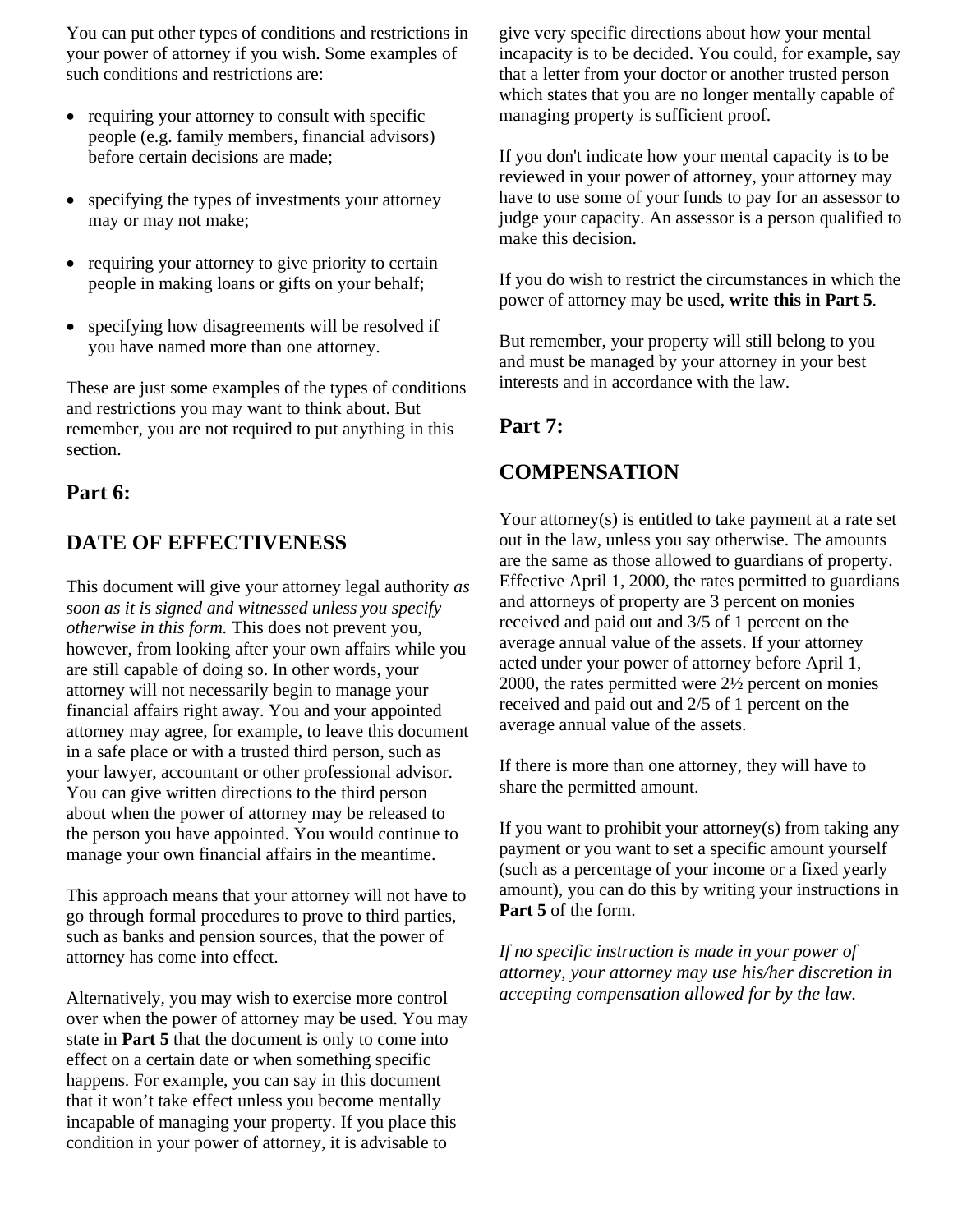You can put other types of conditions and restrictions in your power of attorney if you wish. Some examples of such conditions and restrictions are:

- requiring your attorney to consult with specific people (e.g. family members, financial advisors) before certain decisions are made;
- specifying the types of investments your attorney may or may not make;
- requiring your attorney to give priority to certain people in making loans or gifts on your behalf;
- specifying how disagreements will be resolved if you have named more than one attorney.

These are just some examples of the types of conditions and restrictions you may want to think about. But remember, you are not required to put anything in this section.

## Part 6:

## DATE OF EFFECTIVENESS

This document will give your attorney legal authority *as soon as it is signed and witnessed unless you specify otherwise in this form.* This does not prevent you, however, from looking after your own affairs while you are still capable of doing so. In other words, your attorney will not necessarily begin to manage your financial affairs right away. You and your appointed attorney may agree, for example, to leave this document in a safe place or with a trusted third person, such as your lawyer, accountant or other professional advisor. You can give written directions to the third person about when the power of attorney may be released to the person you have appointed. You would continue to manage your own financial affairs in the meantime.

This approach means that your attorney will not have to go through formal procedures to prove to third parties, such as banks and pension sources, that the power of attorney has come into effect.

Alternatively, you may wish to exercise more control over when the power of attorney may be used. You may state in **Part 5** that the document is only to come into effect on a certain date or when something specific happens. For example, you can say in this document that it won't take effect unless you become mentally incapable of managing your property. If you place this condition in your power of attorney, it is advisable to give very specific directions about how your mental incapacity is to be decided. You could, for example, say that a letter from your doctor or another trusted person which states that you are no longer mentally capable of managing property is sufficient proof.

If you don't indicate how your mental capacity is to be reviewed in your power of attorney, your attorney may have to use some of your funds to pay for an assessor to judge your capacity. An assessor is a person qualified to make this decision.

If you do wish to restrict the circumstances in which the power of attorney may be used, **write this in Part 5**.

But remember, your property will still belong to you and must be managed by your attorney in your best interests and in accordance with the law.

## Part 7:

## COMPENSATION

Your attorney(s) is entitled to take payment at a rate set out in the law, unless you say otherwise. The amounts are the same as those allowed to guardians of property. Effective April 1, 2000, the rates permitted to guardians and attorneys of property are 3 percent on monies received and paid out and 3/5 of 1 percent on the average annual value of the assets. If your attorney acted under your power of attorney before April 1, 2000, the rates permitted were 2½ percent on monies received and paid out and 2/5 of 1 percent on the average annual value of the assets.

If there is more than one attorney, they will have to share the permitted amount.

If you want to prohibit your attorney(s) from taking any payment or you want to set a specific amount yourself (such as a percentage of your income or a fixed yearly amount), you can do this by writing your instructions in **Part 5** of the form.

*If no specific instruction is made in your power of attorney, your attorney may use his/her discretion in accepting compensation allowed for by the law.*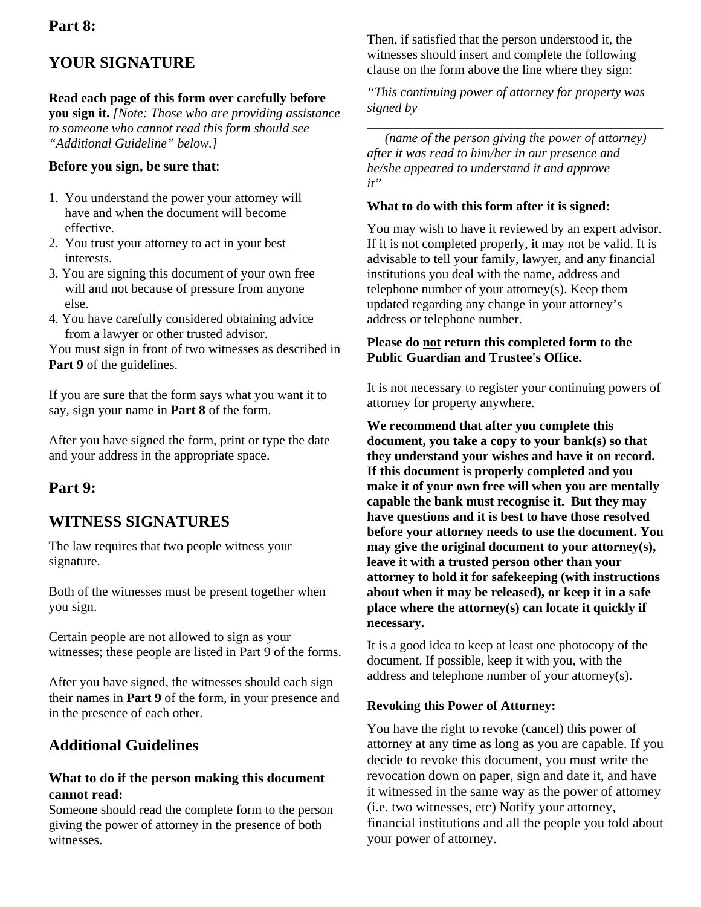## Part 8:

## YOUR SIGNATURE

**Read each page of this form over carefully before you sign it.** *[Note: Those who are providing assistance to someone who cannot read this form should see "Additional Guideline" below.]*

**Before you sign, be sure that**:

1. You understand the power your attorney will have and when the document will become effective.
2. You trust your attorney to act in your best interests.
3. You are signing this document of your own free will and not because of pressure from anyone else.
4. You have carefully considered obtaining advice from a lawyer or other trusted advisor.

You must sign in front of two witnesses as described in **Part 9** of the guidelines.

If you are sure that the form says what you want it to say, sign your name in **Part 8** of the form.

After you have signed the form, print or type the date and your address in the appropriate space.

## Part 9:

## WITNESS SIGNATURES

The law requires that two people witness your signature.

Both of the witnesses must be present together when you sign.

Certain people are not allowed to sign as your witnesses; these people are listed in Part 9 of the forms.

After you have signed, the witnesses should each sign their names in **Part 9** of the form, in your presence and in the presence of each other.

## Additional Guidelines

### What to do if the person making this document cannot read:

Someone should read the complete form to the person giving the power of attorney in the presence of both witnesses.

Then, if satisfied that the person understood it, the witnesses should insert and complete the following clause on the form above the line where they sign:

*"This continuing power of attorney for property was signed by*

*\_\_\_\_\_\_\_\_\_\_\_\_\_\_\_\_\_\_\_\_\_\_\_\_\_\_\_\_\_\_\_\_\_\_\_\_\_\_\_\_*

*(name of the person giving the power of attorney) after it was read to him/her in our presence and he/she appeared to understand it and approve it"*

**What to do with this form after it is signed:**

You may wish to have it reviewed by an expert advisor. If it is not completed properly, it may not be valid. It is advisable to tell your family, lawyer, and any financial institutions you deal with the name, address and telephone number of your attorney(s). Keep them updated regarding any change in your attorney's address or telephone number.

**Please do <u>not</u> return this completed form to the Public Guardian and Trustee's Office.**

It is not necessary to register your continuing powers of attorney for property anywhere.

**We recommend that after you complete this document, you take a copy to your bank(s) so that they understand your wishes and have it on record. If this document is properly completed and you make it of your own free will when you are mentally capable the bank must recognise it. But they may have questions and it is best to have those resolved before your attorney needs to use the document. You may give the original document to your attorney(s), leave it with a trusted person other than your attorney to hold it for safekeeping (with instructions about when it may be released), or keep it in a safe place where the attorney(s) can locate it quickly if necessary.**

It is a good idea to keep at least one photocopy of the document. If possible, keep it with you, with the address and telephone number of your attorney(s).

**Revoking this Power of Attorney:**

You have the right to revoke (cancel) this power of attorney at any time as long as you are capable. If you decide to revoke this document, you must write the revocation down on paper, sign and date it, and have it witnessed in the same way as the power of attorney (i.e. two witnesses, etc) Notify your attorney, financial institutions and all the people you told about your power of attorney.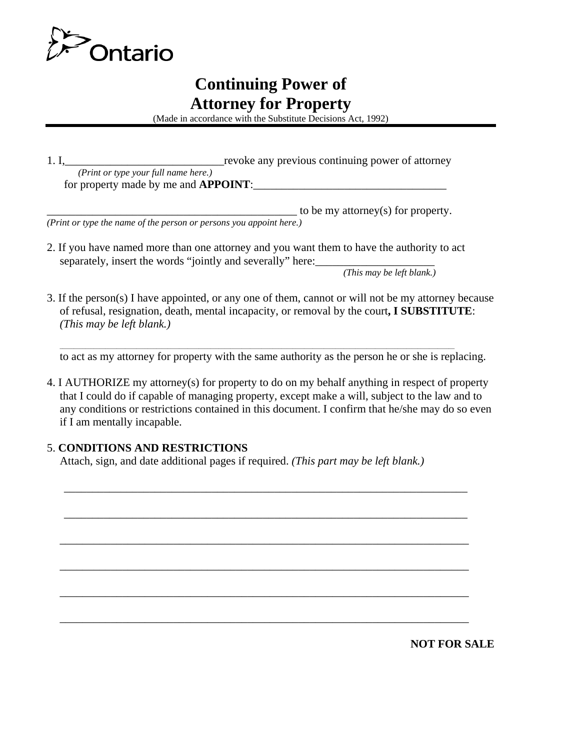Ontario

# Continuing Power of Attorney for Property

(Made in accordance with the Substitute Decisions Act, 1992)

1. I,____________________________revoke any previous continuing power of attorney
   *(Print or type your full name here.)*
   for property made by me and **APPOINT**:__________________________________

   _____________________________________________ to be my attorney(s) for property.
   *(Print or type the name of the person or persons you appoint here.)*

2. If you have named more than one attorney and you want them to have the authority to act separately, insert the words "jointly and severally" here:_____________________
   *(This may be left blank.)*

3. If the person(s) I have appointed, or any one of them, cannot or will not be my attorney because of refusal, resignation, death, mental incapacity, or removal by the court**, I SUBSTITUTE**: *(This may be left blank.)*

   ________________________________________________________________________

   to act as my attorney for property with the same authority as the person he or she is replacing.

4. I AUTHORIZE my attorney(s) for property to do on my behalf anything in respect of property that I could do if capable of managing property, except make a will, subject to the law and to any conditions or restrictions contained in this document. I confirm that he/she may do so even if I am mentally incapable.

5. **CONDITIONS AND RESTRICTIONS**
   Attach, sign, and date additional pages if required. *(This part may be left blank.)*

   ________________________________________________________________________

   ________________________________________________________________________

   ________________________________________________________________________

   ________________________________________________________________________

   ________________________________________________________________________

   ________________________________________________________________________

**NOT FOR SALE**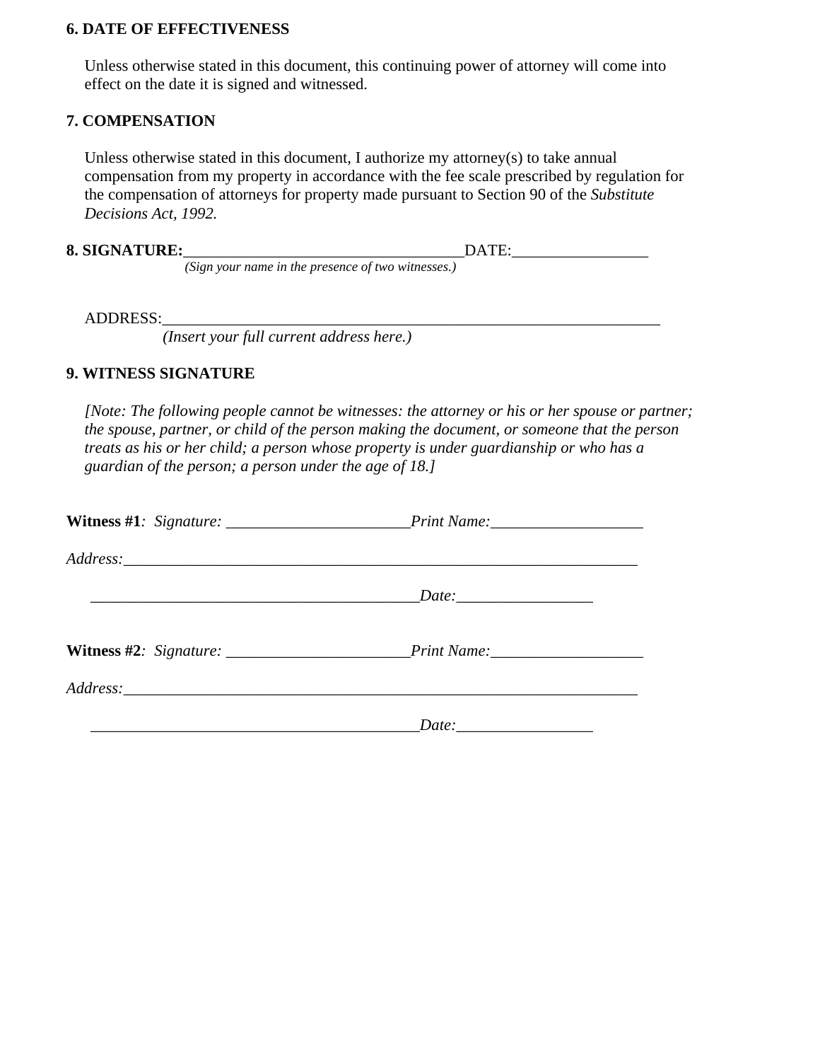**6. DATE OF EFFECTIVENESS**

Unless otherwise stated in this document, this continuing power of attorney will come into effect on the date it is signed and witnessed.

**7. COMPENSATION**

Unless otherwise stated in this document, I authorize my attorney(s) to take annual compensation from my property in accordance with the fee scale prescribed by regulation for the compensation of attorneys for property made pursuant to Section 90 of the *Substitute Decisions Act, 1992.*

**8. SIGNATURE:**___________________________________DATE:_________________

*(Sign your name in the presence of two witnesses.)*

ADDRESS:_________________________________________________________________

*(Insert your full current address here.)*

**9. WITNESS SIGNATURE**

*[Note: The following people cannot be witnesses: the attorney or his or her spouse or partner; the spouse, partner, or child of the person making the document, or someone that the person treats as his or her child; a person whose property is under guardianship or who has a guardian of the person; a person under the age of 18.]*

**Witness #1***: Signature:* _______________________*Print Name:*___________________

*Address:*_________________________________________________________________

_________________________________________*Date:*_________________

**Witness #2***: Signature:* _______________________*Print Name:*___________________

*Address:*_________________________________________________________________

_________________________________________*Date:*_________________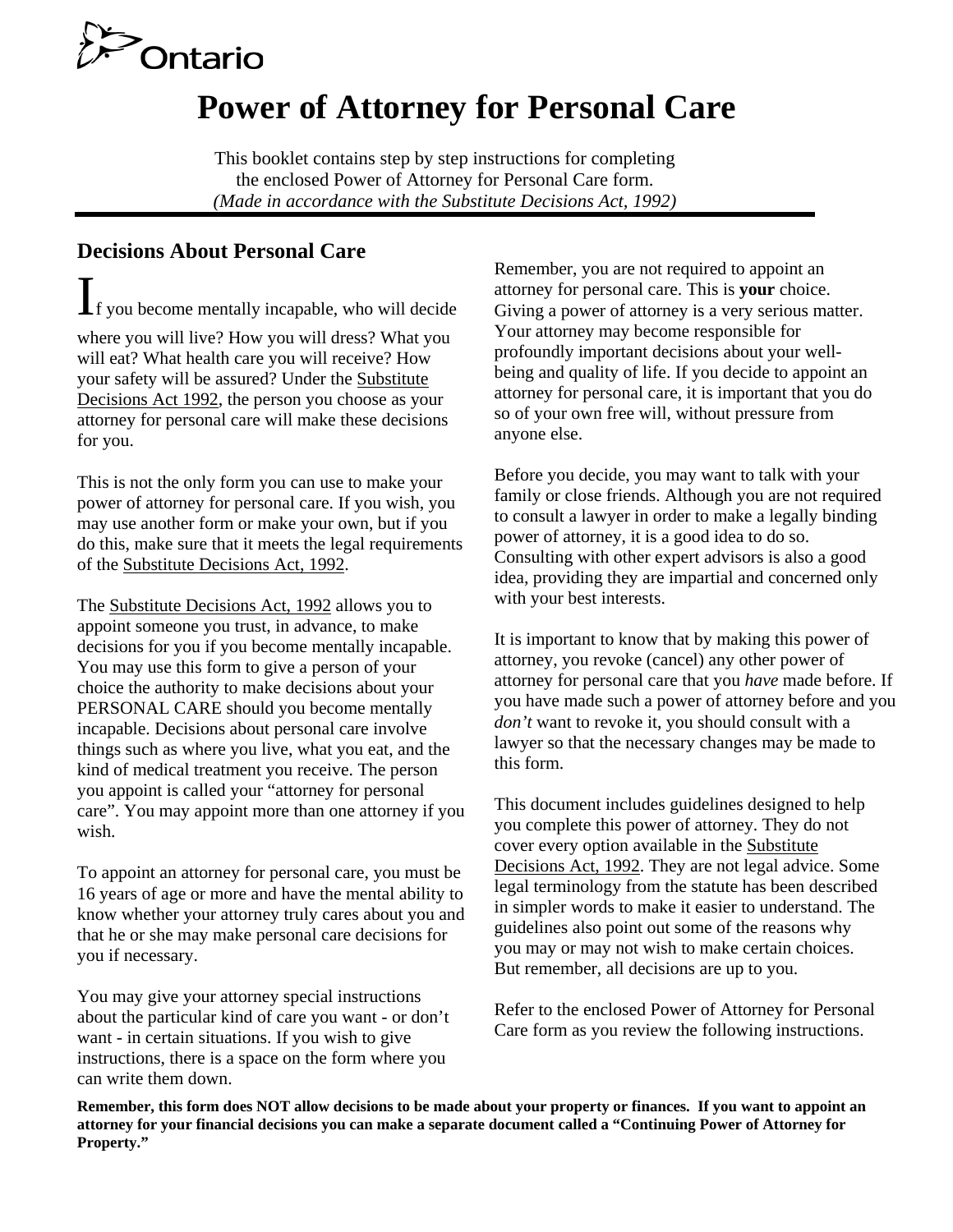Ontario

# Power of Attorney for Personal Care

This booklet contains step by step instructions for completing the enclosed Power of Attorney for Personal Care form.
*(Made in accordance with the Substitute Decisions Act, 1992)*

## Decisions About Personal Care

If you become mentally incapable, who will decide where you will live? How you will dress? What you will eat? What health care you will receive? How your safety will be assured? Under the Substitute Decisions Act 1992, the person you choose as your attorney for personal care will make these decisions for you.

This is not the only form you can use to make your power of attorney for personal care. If you wish, you may use another form or make your own, but if you do this, make sure that it meets the legal requirements of the Substitute Decisions Act, 1992.

The Substitute Decisions Act, 1992 allows you to appoint someone you trust, in advance, to make decisions for you if you become mentally incapable. You may use this form to give a person of your choice the authority to make decisions about your PERSONAL CARE should you become mentally incapable. Decisions about personal care involve things such as where you live, what you eat, and the kind of medical treatment you receive. The person you appoint is called your "attorney for personal care". You may appoint more than one attorney if you wish.

To appoint an attorney for personal care, you must be 16 years of age or more and have the mental ability to know whether your attorney truly cares about you and that he or she may make personal care decisions for you if necessary.

You may give your attorney special instructions about the particular kind of care you want - or don't want - in certain situations. If you wish to give instructions, there is a space on the form where you can write them down.

Remember, you are not required to appoint an attorney for personal care. This is **your** choice. Giving a power of attorney is a very serious matter. Your attorney may become responsible for profoundly important decisions about your well-being and quality of life. If you decide to appoint an attorney for personal care, it is important that you do so of your own free will, without pressure from anyone else.

Before you decide, you may want to talk with your family or close friends. Although you are not required to consult a lawyer in order to make a legally binding power of attorney, it is a good idea to do so. Consulting with other expert advisors is also a good idea, providing they are impartial and concerned only with your best interests.

It is important to know that by making this power of attorney, you revoke (cancel) any other power of attorney for personal care that you *have* made before. If you have made such a power of attorney before and you *don't* want to revoke it, you should consult with a lawyer so that the necessary changes may be made to this form.

This document includes guidelines designed to help you complete this power of attorney. They do not cover every option available in the Substitute Decisions Act, 1992. They are not legal advice. Some legal terminology from the statute has been described in simpler words to make it easier to understand. The guidelines also point out some of the reasons why you may or may not wish to make certain choices. But remember, all decisions are up to you.

Refer to the enclosed Power of Attorney for Personal Care form as you review the following instructions.

**Remember, this form does NOT allow decisions to be made about your property or finances. If you want to appoint an attorney for your financial decisions you can make a separate document called a "Continuing Power of Attorney for Property."**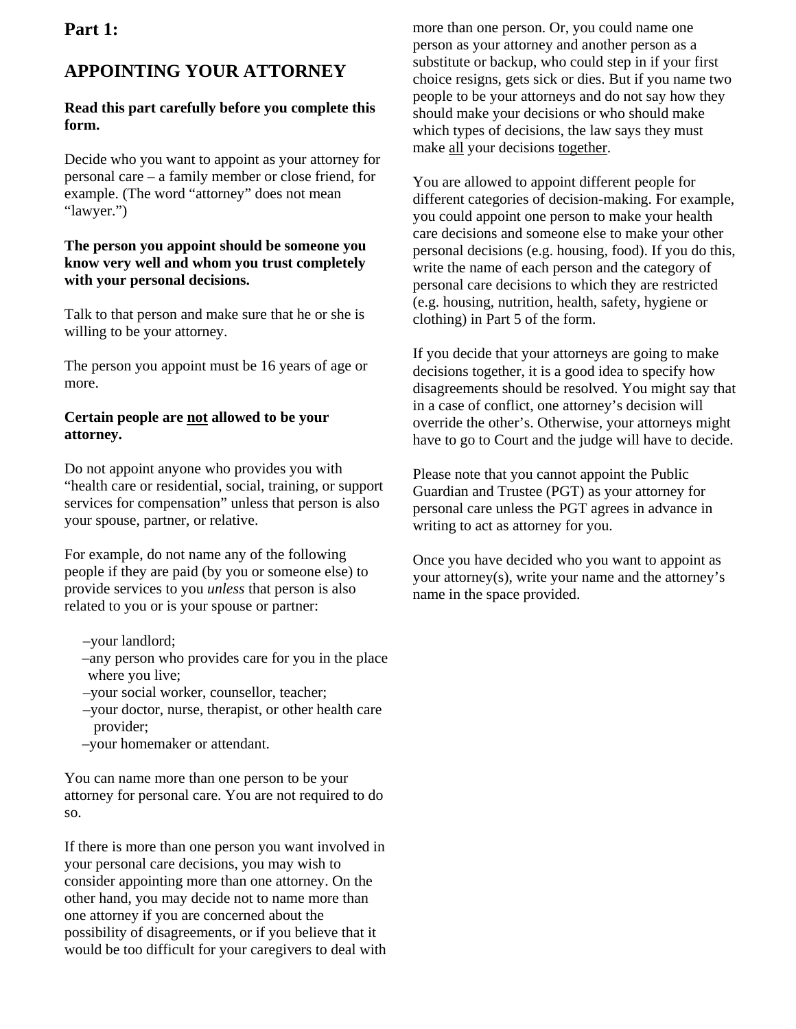## Part 1:

## APPOINTING YOUR ATTORNEY

**Read this part carefully before you complete this form.**

Decide who you want to appoint as your attorney for personal care – a family member or close friend, for example. (The word "attorney" does not mean "lawyer.")

**The person you appoint should be someone you know very well and whom you trust completely with your personal decisions.**

Talk to that person and make sure that he or she is willing to be your attorney.

The person you appoint must be 16 years of age or more.

**Certain people are <u>not</u> allowed to be your attorney.**

Do not appoint anyone who provides you with "health care or residential, social, training, or support services for compensation" unless that person is also your spouse, partner, or relative.

For example, do not name any of the following people if they are paid (by you or someone else) to provide services to you *unless* that person is also related to you or is your spouse or partner:

- –your landlord;
- –any person who provides care for you in the place where you live;
- –your social worker, counsellor, teacher;
- –your doctor, nurse, therapist, or other health care provider;
- –your homemaker or attendant.

You can name more than one person to be your attorney for personal care. You are not required to do so.

If there is more than one person you want involved in your personal care decisions, you may wish to consider appointing more than one attorney. On the other hand, you may decide not to name more than one attorney if you are concerned about the possibility of disagreements, or if you believe that it would be too difficult for your caregivers to deal with more than one person. Or, you could name one person as your attorney and another person as a substitute or backup, who could step in if your first choice resigns, gets sick or dies. But if you name two people to be your attorneys and do not say how they should make your decisions or who should make which types of decisions, the law says they must make <u>all</u> your decisions <u>together</u>.

You are allowed to appoint different people for different categories of decision-making. For example, you could appoint one person to make your health care decisions and someone else to make your other personal decisions (e.g. housing, food). If you do this, write the name of each person and the category of personal care decisions to which they are restricted (e.g. housing, nutrition, health, safety, hygiene or clothing) in Part 5 of the form.

If you decide that your attorneys are going to make decisions together, it is a good idea to specify how disagreements should be resolved. You might say that in a case of conflict, one attorney's decision will override the other's. Otherwise, your attorneys might have to go to Court and the judge will have to decide.

Please note that you cannot appoint the Public Guardian and Trustee (PGT) as your attorney for personal care unless the PGT agrees in advance in writing to act as attorney for you.

Once you have decided who you want to appoint as your attorney(s), write your name and the attorney's name in the space provided.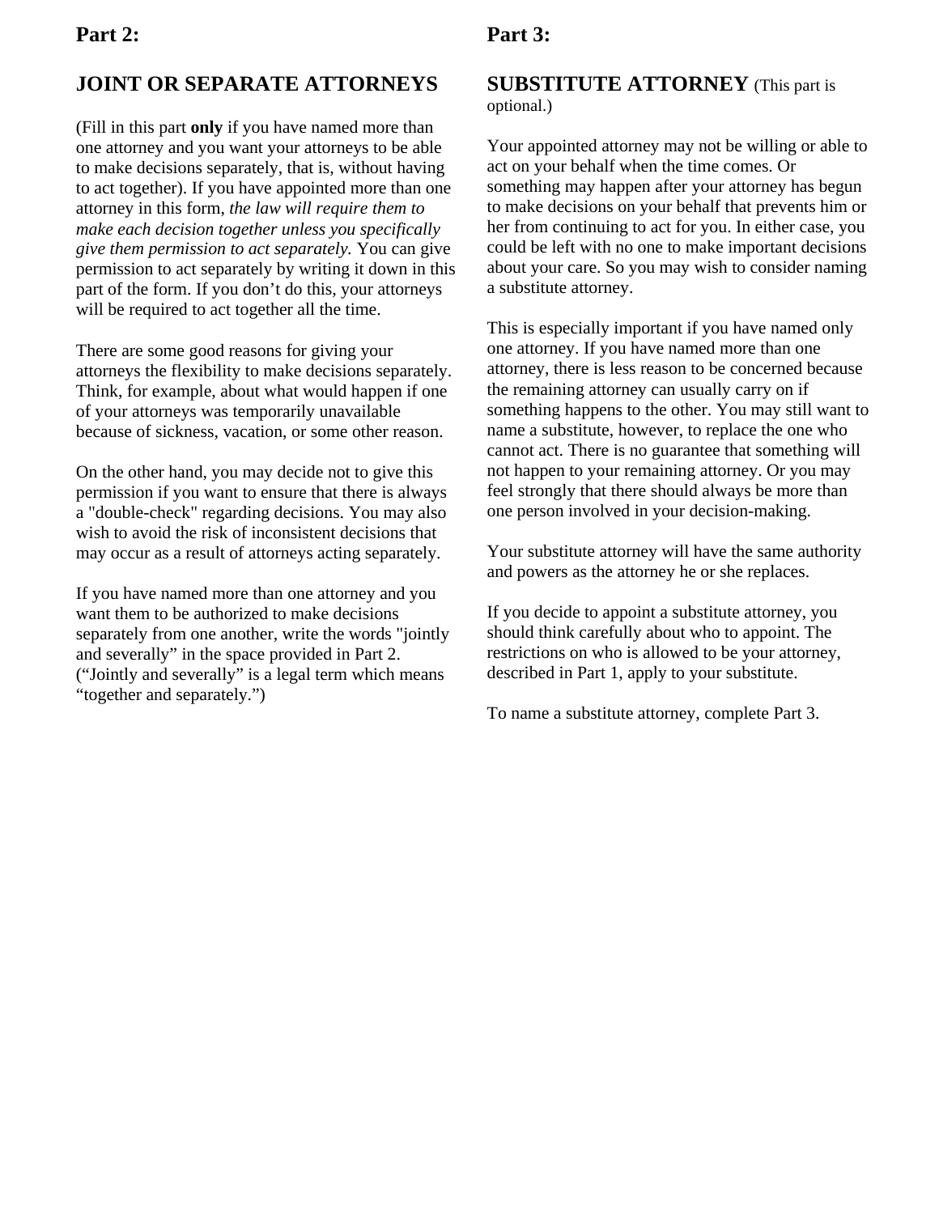## Part 2:

## JOINT OR SEPARATE ATTORNEYS

(Fill in this part **only** if you have named more than one attorney and you want your attorneys to be able to make decisions separately, that is, without having to act together). If you have appointed more than one attorney in this form, *the law will require them to make each decision together unless you specifically give them permission to act separately.* You can give permission to act separately by writing it down in this part of the form. If you don't do this, your attorneys will be required to act together all the time.

There are some good reasons for giving your attorneys the flexibility to make decisions separately. Think, for example, about what would happen if one of your attorneys was temporarily unavailable because of sickness, vacation, or some other reason.

On the other hand, you may decide not to give this permission if you want to ensure that there is always a "double-check" regarding decisions. You may also wish to avoid the risk of inconsistent decisions that may occur as a result of attorneys acting separately.

If you have named more than one attorney and you want them to be authorized to make decisions separately from one another, write the words "jointly and severally" in the space provided in Part 2. ("Jointly and severally" is a legal term which means "together and separately.")

## Part 3:

## SUBSTITUTE ATTORNEY (This part is optional.)

Your appointed attorney may not be willing or able to act on your behalf when the time comes. Or something may happen after your attorney has begun to make decisions on your behalf that prevents him or her from continuing to act for you. In either case, you could be left with no one to make important decisions about your care. So you may wish to consider naming a substitute attorney.

This is especially important if you have named only one attorney. If you have named more than one attorney, there is less reason to be concerned because the remaining attorney can usually carry on if something happens to the other. You may still want to name a substitute, however, to replace the one who cannot act. There is no guarantee that something will not happen to your remaining attorney. Or you may feel strongly that there should always be more than one person involved in your decision-making.

Your substitute attorney will have the same authority and powers as the attorney he or she replaces.

If you decide to appoint a substitute attorney, you should think carefully about who to appoint. The restrictions on who is allowed to be your attorney, described in Part 1, apply to your substitute.

To name a substitute attorney, complete Part 3.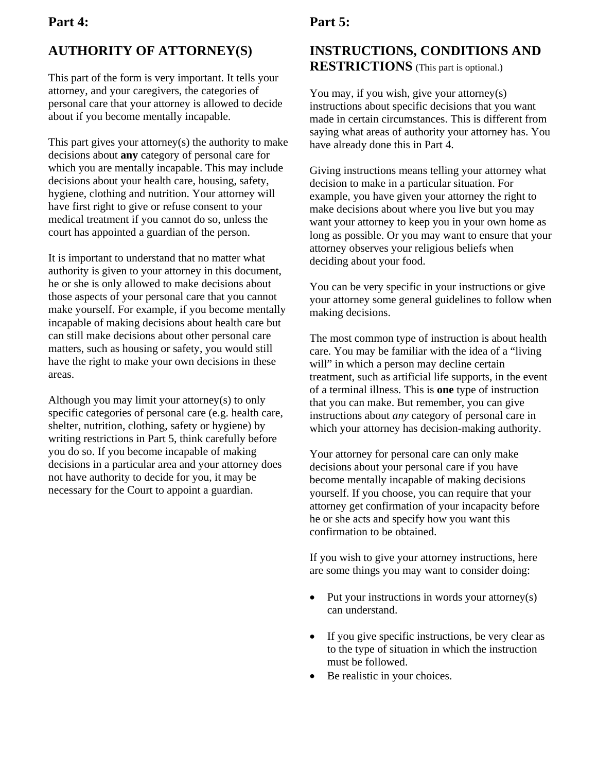## Part 4:

## AUTHORITY OF ATTORNEY(S)

This part of the form is very important. It tells your attorney, and your caregivers, the categories of personal care that your attorney is allowed to decide about if you become mentally incapable.

This part gives your attorney(s) the authority to make decisions about **any** category of personal care for which you are mentally incapable. This may include decisions about your health care, housing, safety, hygiene, clothing and nutrition. Your attorney will have first right to give or refuse consent to your medical treatment if you cannot do so, unless the court has appointed a guardian of the person.

It is important to understand that no matter what authority is given to your attorney in this document, he or she is only allowed to make decisions about those aspects of your personal care that you cannot make yourself. For example, if you become mentally incapable of making decisions about health care but can still make decisions about other personal care matters, such as housing or safety, you would still have the right to make your own decisions in these areas.

Although you may limit your attorney(s) to only specific categories of personal care (e.g. health care, shelter, nutrition, clothing, safety or hygiene) by writing restrictions in Part 5, think carefully before you do so. If you become incapable of making decisions in a particular area and your attorney does not have authority to decide for you, it may be necessary for the Court to appoint a guardian.

## Part 5:

## INSTRUCTIONS, CONDITIONS AND RESTRICTIONS (This part is optional.)

You may, if you wish, give your attorney(s) instructions about specific decisions that you want made in certain circumstances. This is different from saying what areas of authority your attorney has. You have already done this in Part 4.

Giving instructions means telling your attorney what decision to make in a particular situation. For example, you have given your attorney the right to make decisions about where you live but you may want your attorney to keep you in your own home as long as possible. Or you may want to ensure that your attorney observes your religious beliefs when deciding about your food.

You can be very specific in your instructions or give your attorney some general guidelines to follow when making decisions.

The most common type of instruction is about health care. You may be familiar with the idea of a "living will" in which a person may decline certain treatment, such as artificial life supports, in the event of a terminal illness. This is **one** type of instruction that you can make. But remember, you can give instructions about *any* category of personal care in which your attorney has decision-making authority.

Your attorney for personal care can only make decisions about your personal care if you have become mentally incapable of making decisions yourself. If you choose, you can require that your attorney get confirmation of your incapacity before he or she acts and specify how you want this confirmation to be obtained.

If you wish to give your attorney instructions, here are some things you may want to consider doing:

- Put your instructions in words your attorney(s) can understand.
- If you give specific instructions, be very clear as to the type of situation in which the instruction must be followed.
- Be realistic in your choices.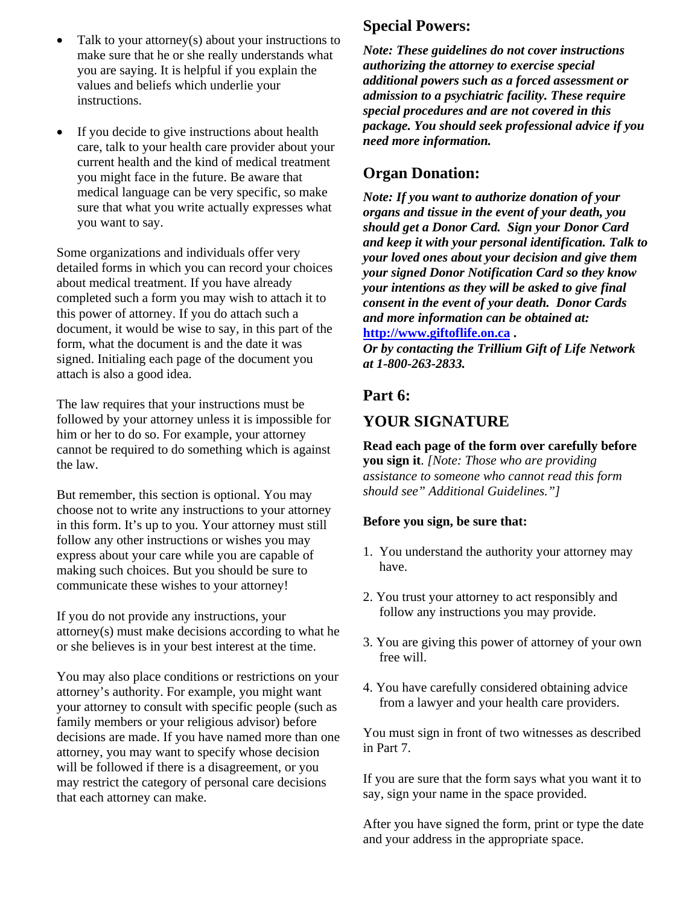- Talk to your attorney(s) about your instructions to make sure that he or she really understands what you are saying. It is helpful if you explain the values and beliefs which underlie your instructions.

- If you decide to give instructions about health care, talk to your health care provider about your current health and the kind of medical treatment you might face in the future. Be aware that medical language can be very specific, so make sure that what you write actually expresses what you want to say.

Some organizations and individuals offer very detailed forms in which you can record your choices about medical treatment. If you have already completed such a form you may wish to attach it to this power of attorney. If you do attach such a document, it would be wise to say, in this part of the form, what the document is and the date it was signed. Initialing each page of the document you attach is also a good idea.

The law requires that your instructions must be followed by your attorney unless it is impossible for him or her to do so. For example, your attorney cannot be required to do something which is against the law.

But remember, this section is optional. You may choose not to write any instructions to your attorney in this form. It's up to you. Your attorney must still follow any other instructions or wishes you may express about your care while you are capable of making such choices. But you should be sure to communicate these wishes to your attorney!

If you do not provide any instructions, your attorney(s) must make decisions according to what he or she believes is in your best interest at the time.

You may also place conditions or restrictions on your attorney's authority. For example, you might want your attorney to consult with specific people (such as family members or your religious advisor) before decisions are made. If you have named more than one attorney, you may want to specify whose decision will be followed if there is a disagreement, or you may restrict the category of personal care decisions that each attorney can make.

## Special Powers:

***Note: These guidelines do not cover instructions authorizing the attorney to exercise special additional powers such as a forced assessment or admission to a psychiatric facility. These require special procedures and are not covered in this package. You should seek professional advice if you need more information.***

## Organ Donation:

***Note: If you want to authorize donation of your organs and tissue in the event of your death, you should get a Donor Card. Sign your Donor Card and keep it with your personal identification. Talk to your loved ones about your decision and give them your signed Donor Notification Card so they know your intentions as they will be asked to give final consent in the event of your death. Donor Cards and more information can be obtained at:*** **http://www.giftoflife.on.ca .**
***Or by contacting the Trillium Gift of Life Network at 1-800-263-2833.***

## Part 6:

## YOUR SIGNATURE

**Read each page of the form over carefully before you sign it**. *[Note: Those who are providing assistance to someone who cannot read this form should see" Additional Guidelines."]*

**Before you sign, be sure that:**

1. You understand the authority your attorney may have.

2. You trust your attorney to act responsibly and follow any instructions you may provide.

3. You are giving this power of attorney of your own free will.

4. You have carefully considered obtaining advice from a lawyer and your health care providers.

You must sign in front of two witnesses as described in Part 7.

If you are sure that the form says what you want it to say, sign your name in the space provided.

After you have signed the form, print or type the date and your address in the appropriate space.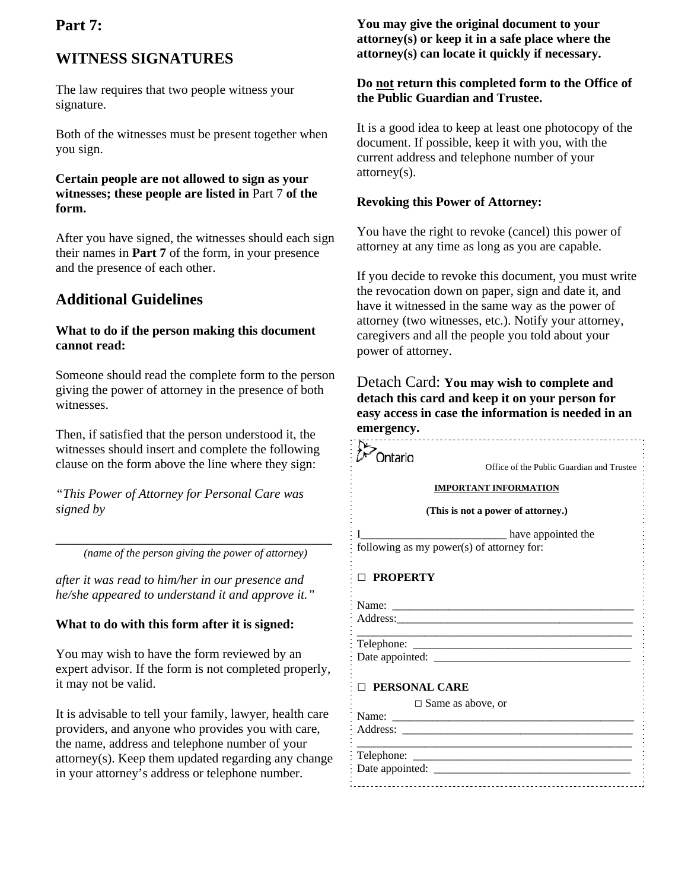## Part 7:

## WITNESS SIGNATURES

The law requires that two people witness your signature.

Both of the witnesses must be present together when you sign.

**Certain people are not allowed to sign as your witnesses; these people are listed in** Part 7 **of the form.**

After you have signed, the witnesses should each sign their names in **Part 7** of the form, in your presence and the presence of each other.

## Additional Guidelines

**What to do if the person making this document cannot read:**

Someone should read the complete form to the person giving the power of attorney in the presence of both witnesses.

Then, if satisfied that the person understood it, the witnesses should insert and complete the following clause on the form above the line where they sign:

*"This Power of Attorney for Personal Care was signed by*

\_\_\_\_\_\_\_\_\_\_\_\_\_\_\_\_\_\_\_\_\_\_\_\_\_\_\_\_\_\_\_\_\_\_\_\_\_\_\_\_
*(name of the person giving the power of attorney)*

*after it was read to him/her in our presence and he/she appeared to understand it and approve it."*

**What to do with this form after it is signed:**

You may wish to have the form reviewed by an expert advisor. If the form is not completed properly, it may not be valid.

It is advisable to tell your family, lawyer, health care providers, and anyone who provides you with care, the name, address and telephone number of your attorney(s). Keep them updated regarding any change in your attorney's address or telephone number.

**You may give the original document to your attorney(s) or keep it in a safe place where the attorney(s) can locate it quickly if necessary.**

**Do not return this completed form to the Office of the Public Guardian and Trustee.**

It is a good idea to keep at least one photocopy of the document. If possible, keep it with you, with the current address and telephone number of your attorney(s).

**Revoking this Power of Attorney:**

You have the right to revoke (cancel) this power of attorney at any time as long as you are capable.

If you decide to revoke this document, you must write the revocation down on paper, sign and date it, and have it witnessed in the same way as the power of attorney (two witnesses, etc.). Notify your attorney, caregivers and all the people you told about your power of attorney.

Detach Card: **You may wish to complete and detach this card and keep it on your person for easy access in case the information is needed in an emergency.**

Ontario

Office of the Public Guardian and Trustee

**IMPORTANT INFORMATION**

**(This is not a power of attorney.)**

I\_\_\_\_\_\_\_\_\_\_\_\_\_\_\_\_\_\_\_\_\_\_\_\_\_\_ have appointed the following as my power(s) of attorney for:

□ **PROPERTY**

Name: \_\_\_\_\_\_\_\_\_\_\_\_\_\_\_\_\_\_\_\_\_\_\_\_\_\_\_\_\_\_\_\_\_\_\_\_\_\_\_\_\_\_
Address:\_\_\_\_\_\_\_\_\_\_\_\_\_\_\_\_\_\_\_\_\_\_\_\_\_\_\_\_\_\_\_\_\_\_\_\_\_\_\_\_\_\_
\_\_\_\_\_\_\_\_\_\_\_\_\_\_\_\_\_\_\_\_\_\_\_\_\_\_\_\_\_\_\_\_\_\_\_\_\_\_\_\_\_\_\_\_\_\_\_\_
Telephone: \_\_\_\_\_\_\_\_\_\_\_\_\_\_\_\_\_\_\_\_\_\_\_\_\_\_\_\_\_\_\_\_\_\_\_\_\_\_
Date appointed: \_\_\_\_\_\_\_\_\_\_\_\_\_\_\_\_\_\_\_\_\_\_\_\_\_\_\_\_\_\_\_\_\_\_

□ **PERSONAL CARE**

□ Same as above, or

Name: \_\_\_\_\_\_\_\_\_\_\_\_\_\_\_\_\_\_\_\_\_\_\_\_\_\_\_\_\_\_\_\_\_\_\_\_\_\_\_\_\_\_
Address: \_\_\_\_\_\_\_\_\_\_\_\_\_\_\_\_\_\_\_\_\_\_\_\_\_\_\_\_\_\_\_\_\_\_\_\_\_\_\_\_\_
\_\_\_\_\_\_\_\_\_\_\_\_\_\_\_\_\_\_\_\_\_\_\_\_\_\_\_\_\_\_\_\_\_\_\_\_\_\_\_\_\_\_\_\_\_\_\_\_
Telephone: \_\_\_\_\_\_\_\_\_\_\_\_\_\_\_\_\_\_\_\_\_\_\_\_\_\_\_\_\_\_\_\_\_\_\_\_\_\_
Date appointed: \_\_\_\_\_\_\_\_\_\_\_\_\_\_\_\_\_\_\_\_\_\_\_\_\_\_\_\_\_\_\_\_\_\_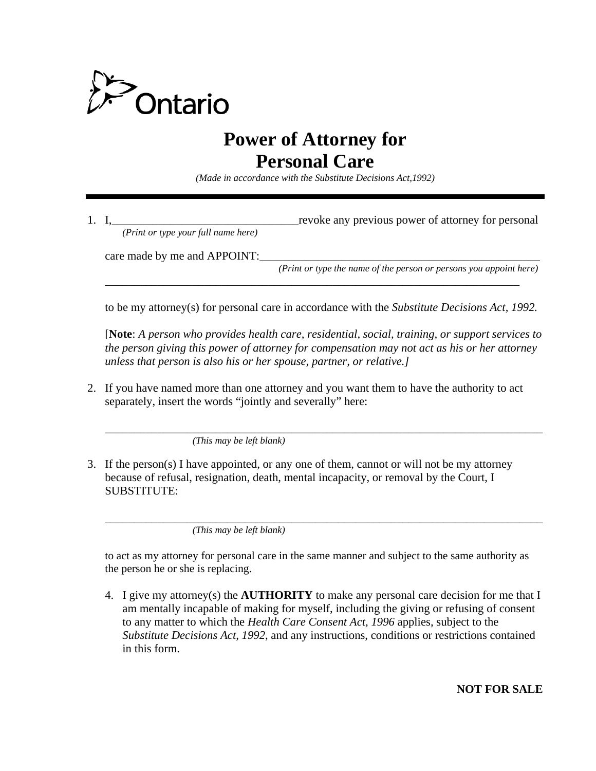Ontario

# Power of Attorney for Personal Care

*(Made in accordance with the Substitute Decisions Act,1992)*

---

1. I,_________________________________revoke any previous power of attorney for personal
   *(Print or type your full name here)*

   care made by me and APPOINT:_______________________________________________
   *(Print or type the name of the person or persons you appoint here)*
   ___________________________________________________________________________

   to be my attorney(s) for personal care in accordance with the *Substitute Decisions Act, 1992.*

   [**Note**: *A person who provides health care, residential, social, training, or support services to the person giving this power of attorney for compensation may not act as his or her attorney unless that person is also his or her spouse, partner, or relative.]*

2. If you have named more than one attorney and you want them to have the authority to act separately, insert the words "jointly and severally" here:

   ___________________________________________________________________________
   *(This may be left blank)*

3. If the person(s) I have appointed, or any one of them, cannot or will not be my attorney because of refusal, resignation, death, mental incapacity, or removal by the Court, I SUBSTITUTE:

   ___________________________________________________________________________
   *(This may be left blank)*

   to act as my attorney for personal care in the same manner and subject to the same authority as the person he or she is replacing.

4. I give my attorney(s) the **AUTHORITY** to make any personal care decision for me that I am mentally incapable of making for myself, including the giving or refusing of consent to any matter to which the *Health Care Consent Act, 1996* applies, subject to the *Substitute Decisions Act, 1992*, and any instructions, conditions or restrictions contained in this form.

**NOT FOR SALE**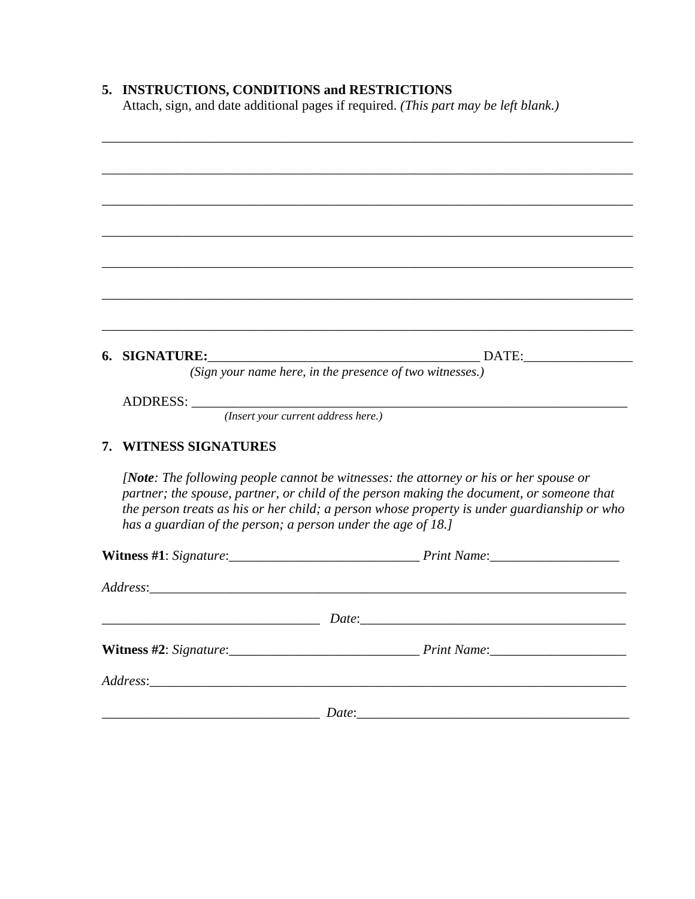**5. INSTRUCTIONS, CONDITIONS and RESTRICTIONS**

Attach, sign, and date additional pages if required. *(This part may be left blank.)*

_______________________________________________________________________________

_______________________________________________________________________________

_______________________________________________________________________________

_______________________________________________________________________________

_______________________________________________________________________________

_______________________________________________________________________________

_______________________________________________________________________________

**6. SIGNATURE:**________________________________________ DATE:_______________

*(Sign your name here, in the presence of two witnesses.)*

ADDRESS: ____________________________________________________________

*(Insert your current address here.)*

**7. WITNESS SIGNATURES**

*[**Note**: The following people cannot be witnesses: the attorney or his or her spouse or partner; the spouse, partner, or child of the person making the document, or someone that the person treats as his or her child; a person whose property is under guardianship or who has a guardian of the person; a person under the age of 18.]*

**Witness #1**: *Signature*:____________________________ *Print Name*:___________________

*Address*:_______________________________________________________________________

________________________________ *Date*:_______________________________________

**Witness #2**: *Signature*:____________________________ *Print Name*:___________________

*Address*:_______________________________________________________________________

________________________________ *Date*:_______________________________________